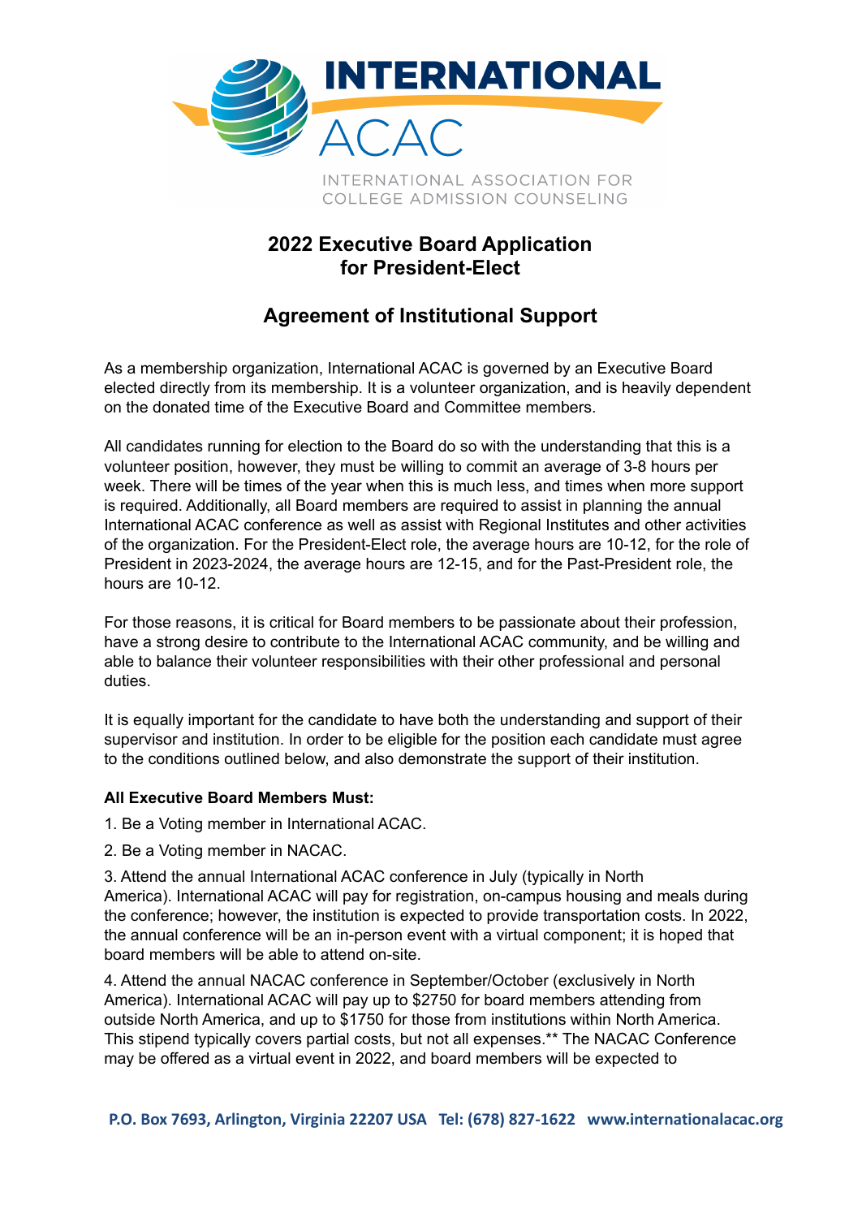INTERNATIONAL ACAC

INTERNATIONAL ASSOCIATION FOR COLLEGE ADMISSION COUNSELING

## 2022 Executive Board Application for President-Elect

## Agreement of Institutional Support

As a membership organization, International ACAC is governed by an Executive Board elected directly from its membership. It is a volunteer organization, and is heavily dependent on the donated time of the Executive Board and Committee members.

All candidates running for election to the Board do so with the understanding that this is a volunteer position, however, they must be willing to commit an average of 3-8 hours per week. There will be times of the year when this is much less, and times when more support is required. Additionally, all Board members are required to assist in planning the annual International ACAC conference as well as assist with Regional Institutes and other activities of the organization. For the President-Elect role, the average hours are 10-12, for the role of President in 2023-2024, the average hours are 12-15, and for the Past-President role, the hours are 10-12.

For those reasons, it is critical for Board members to be passionate about their profession, have a strong desire to contribute to the International ACAC community, and be willing and able to balance their volunteer responsibilities with their other professional and personal duties.

It is equally important for the candidate to have both the understanding and support of their supervisor and institution. In order to be eligible for the position each candidate must agree to the conditions outlined below, and also demonstrate the support of their institution.

**All Executive Board Members Must:**

1. Be a Voting member in International ACAC.
2. Be a Voting member in NACAC.
3. Attend the annual International ACAC conference in July (typically in North America). International ACAC will pay for registration, on-campus housing and meals during the conference; however, the institution is expected to provide transportation costs. In 2022, the annual conference will be an in-person event with a virtual component; it is hoped that board members will be able to attend on-site.
4. Attend the annual NACAC conference in September/October (exclusively in North America). International ACAC will pay up to $2750 for board members attending from outside North America, and up to $1750 for those from institutions within North America. This stipend typically covers partial costs, but not all expenses.** The NACAC Conference may be offered as a virtual event in 2022, and board members will be expected to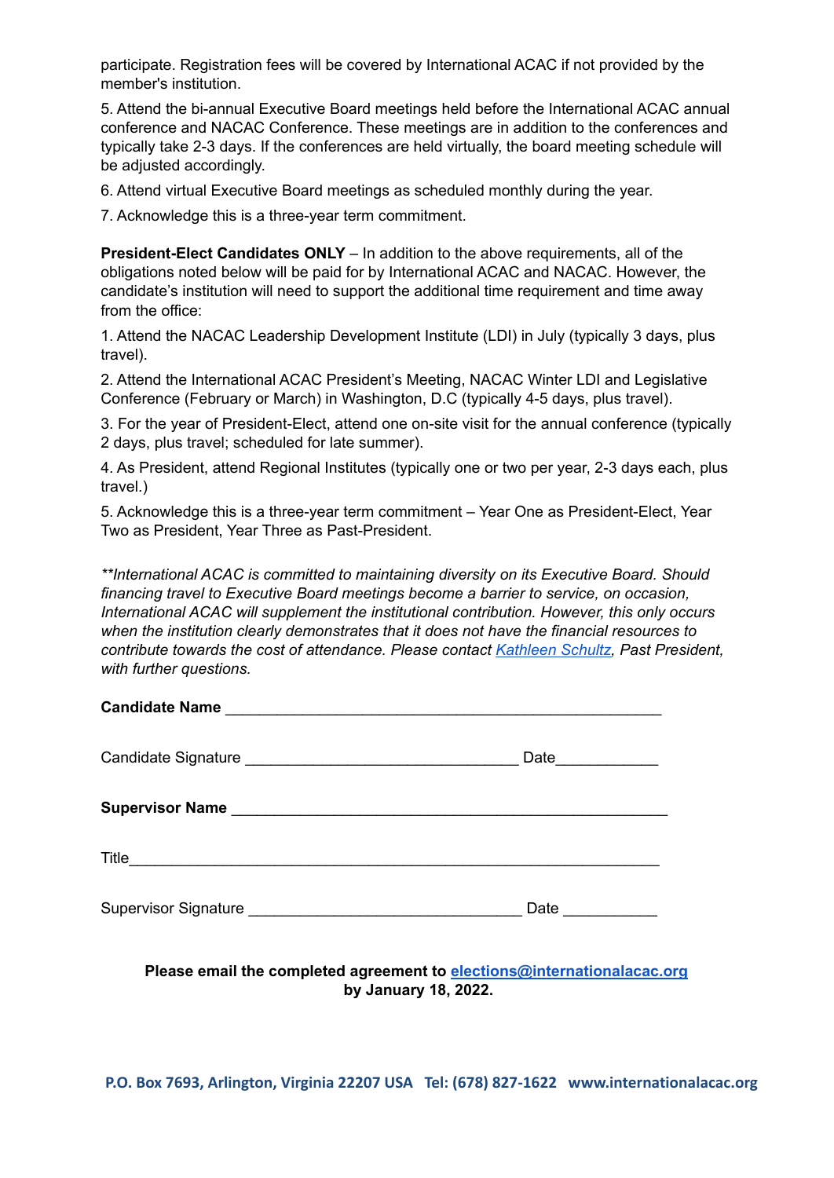participate. Registration fees will be covered by International ACAC if not provided by the member's institution.

5. Attend the bi-annual Executive Board meetings held before the International ACAC annual conference and NACAC Conference. These meetings are in addition to the conferences and typically take 2-3 days. If the conferences are held virtually, the board meeting schedule will be adjusted accordingly.

6. Attend virtual Executive Board meetings as scheduled monthly during the year.

7. Acknowledge this is a three-year term commitment.

**President-Elect Candidates ONLY** – In addition to the above requirements, all of the obligations noted below will be paid for by International ACAC and NACAC. However, the candidate's institution will need to support the additional time requirement and time away from the office:

1. Attend the NACAC Leadership Development Institute (LDI) in July (typically 3 days, plus travel).

2. Attend the International ACAC President's Meeting, NACAC Winter LDI and Legislative Conference (February or March) in Washington, D.C (typically 4-5 days, plus travel).

3. For the year of President-Elect, attend one on-site visit for the annual conference (typically 2 days, plus travel; scheduled for late summer).

4. As President, attend Regional Institutes (typically one or two per year, 2-3 days each, plus travel.)

5. Acknowledge this is a three-year term commitment – Year One as President-Elect, Year Two as President, Year Three as Past-President.

*\*\*International ACAC is committed to maintaining diversity on its Executive Board. Should financing travel to Executive Board meetings become a barrier to service, on occasion, International ACAC will supplement the institutional contribution. However, this only occurs when the institution clearly demonstrates that it does not have the financial resources to contribute towards the cost of attendance. Please contact [Kathleen Schultz](), Past President, with further questions.*

**Candidate Name** ___________________________________________________

Candidate Signature ________________________________ Date____________

**Supervisor Name** ___________________________________________________

Title______________________________________________________________

Supervisor Signature ________________________________ Date ___________

**Please email the completed agreement to elections@internationalacac.org by January 18, 2022.**

**P.O. Box 7693, Arlington, Virginia 22207 USA Tel: (678) 827-1622 www.internationalacac.org**